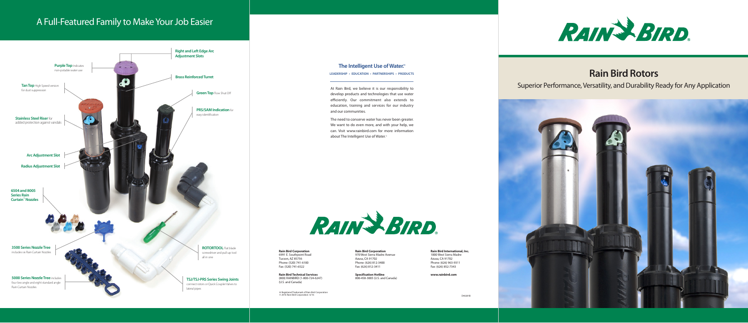# A Full-Featured Family to Make Your Job Easier

**Right and Left Edge Arc Adjustment Slots**

**Purple Top** Indicates non-potable water use

**Brass Reinforced Turret**

**Tan Top** High Speed version for dust suppression

**Green Top** Flow Shut Off

**PRS/SAM Indication** for easy identification

**Stainless Steel Riser** for added protection against vandals

**Arc Adjustment Slot**

**Radius Adjustment Slot**

**6504 and 8005 Series Rain Curtain™ Nozzles**

**3500 Series Nozzle Tree** includes six Rain Curtain Nozzles

**ROTORTOOL** Flat blade screwdriver and pull-up tool all in one

**5000 Series Nozzle Tree** includes four low angle and eight standard angle Rain Curtain Nozzles

**TSJ/TSJ-PRS Series Swing Joints** connect rotors or Quick Coupler Valves to lateral pipes

## The Intelligent Use of Water.™

**LEADERSHIP • EDUCATION • PARTNERSHIPS • PRODUCTS**

At Rain Bird, we believe it is our responsibility to develop products and technologies that use water efficiently. Our commitment also extends to education, training and services for our industry and our communities.

The need to conserve water has never been greater. We want to do even more, and with your help, we can. Visit www.rainbird.com for more information about The Intelligent Use of Water.™

RAIN BIRD®

**Rain Bird Corporation**
6991 E. Southpoint Road
Tucson, AZ 85756
Phone: (520) 741-6100
Fax: (520) 741-6522

**Rain Bird Technical Services**
(800) RAINBIRD (1-800-724-6247)
(U.S. and Canada)

**Rain Bird Corporation**
970 West Sierra Madre Avenue
Azusa, CA 91702
Phone: (626) 812-3400
Fax: (626) 812-3411

**Specification Hotline**
800-458-3005 (U.S. and Canada)

**Rain Bird International, Inc.**
1000 West Sierra Madre
Azusa, CA 91702
Phone: (626) 963-9311
Fax: (626) 852-7343

**www.rainbird.com**

® Registered Trademark of Rain Bird Corporation
© 2016 Rain Bird Corporation 6/16

D40281B

RAIN BIRD®

# Rain Bird Rotors

Superior Performance, Versatility, and Durability Ready for Any Application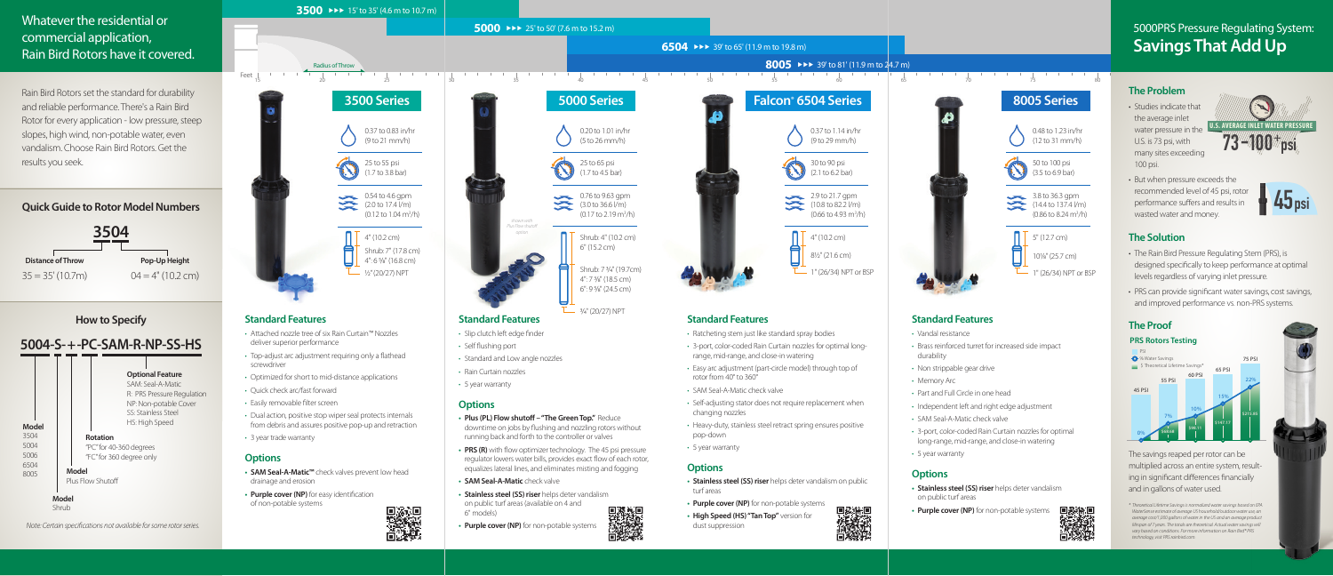# Whatever the residential or commercial application, Rain Bird Rotors have it covered.

Rain Bird Rotors set the standard for durability and reliable performance. There's a Rain Bird Rotor for every application - low pressure, steep slopes, high wind, non-potable water, even vandalism. Choose Rain Bird Rotors. Get the results you seek.

## Quick Guide to Rotor Model Numbers

**3504**

Distance of Throw: 35 = 35' (10.7m)

Pop-Up Height: 04 = 4" (10.2 cm)

## How to Specify

**5004-S-+-PC-SAM-R-NP-SS-HS**

**Model**
3504
5004
5006
6504
8005

**Model**
Plus Flow Shutoff

**Model**
Shrub

**Rotation**
"PC" for 40-360 degrees
"FC" for 360 degree only

**Optional Feature**
SAM: Seal-A-Matic
R: PRS Pressure Regulation
NP: Non-potable Cover
SS: Stainless Steel
HS: High Speed

*Note: Certain specifications not available for some rotor series.*

Radius of Throw (Feet)

**3500** ▸▸▸ 15' to 35' (4.6 m to 10.7 m)

**5000** ▸▸▸ 25' to 50' (7.6 m to 15.2 m)

**6504** ▸▸▸ 39' to 65' (11.9 m to 19.8 m)

**8005** ▸▸▸ 39' to 81' (11.9 m to 24.7 m)

## 3500 Series

- 0.37 to 0.83 in/hr (9 to 21 mm/h)
- 25 to 55 psi (1.7 to 3.8 bar)
- 0.54 to 4.6 gpm (2.0 to 17.4 l/m) (0.12 to 1.04 m³/h)
- 4" (10.2 cm); Shrub: 7" (17.8 cm); 4": 6 ⅝" (16.8 cm)
- ½" (20/27) NPT

### Standard Features

- Attached nozzle tree of six Rain Curtain™ Nozzles deliver superior performance
- Top-adjust arc adjustment requiring only a flathead screwdriver
- Optimized for short to mid-distance applications
- Quick check arc/fast forward
- Easily removable filter screen
- Dual action, positive stop wiper seal protects internals from debris and assures positive pop-up and retraction
- 3 year trade warranty

### Options

- **SAM Seal-A-Matic™** check valves prevent low head drainage and erosion
- **Purple cover (NP)** for easy identification of non-potable systems

## 5000 Series

*Shown with Plus Flow shutoff option*

- 0.20 to 1.01 in/hr (5 to 26 mm/h)
- 25 to 65 psi (1.7 to 4.5 bar)
- 0.76 to 9.63 gpm (3.0 to 36.6 l/m) (0.17 to 2.19 m³/h)
- Shrub: 4" (10.2 cm); 6" (15.2 cm)
- Shrub: 7 ¾" (19.7cm); 4": 7 ⅜" (18.5 cm); 6": 9 ⅝" (24.5 cm)
- ¾" (20/27) NPT

### Standard Features

- Slip clutch left edge finder
- Self flushing port
- Standard and Low angle nozzles
- Rain Curtain nozzles
- 5 year warranty

### Options

- **Plus (PL) Flow shutoff – "The Green Top."** Reduce downtime on jobs by flushing and nozzling rotors without running back and forth to the controller or valves
- **PRS (R)** with flow optimizer technology. The 45 psi pressure regulator lowers water bills, provides exact flow of each rotor, equalizes lateral lines, and eliminates misting and fogging
- **SAM Seal-A-Matic** check valve
- **Stainless steel (SS) riser** helps deter vandalism on public turf areas (available on 4 and 6" models)
- **Purple cover (NP)** for non-potable systems

## Falcon® 6504 Series

- 0.37 to 1.14 in/hr (9 to 29 mm/h)
- 30 to 90 psi (2.1 to 6.2 bar)
- 2.9 to 21.7 gpm (10.8 to 82.2 l/m) (0.66 to 4.93 m³/h)
- 4" (10.2 cm)
- 8½" (21.6 cm)
- 1" (26/34) NPT or BSP

### Standard Features

- Ratcheting stem just like standard spray bodies
- 3-port, color-coded Rain Curtain nozzles for optimal long-range, mid-range, and close-in watering
- Easy arc adjustment (part-circle model) through top of rotor from 40° to 360°
- SAM Seal-A-Matic check valve
- Self-adjusting stator does not require replacement when changing nozzles
- Heavy-duty, stainless steel retract spring ensures positive pop-down
- 5 year warranty

### Options

- **Stainless steel (SS) riser** helps deter vandalism on public turf areas
- **Purple cover (NP)** for non-potable systems
- **High Speed (HS) "Tan Top"** version for dust suppression

## 8005 Series

- 0.48 to 1.23 in/hr (12 to 31 mm/h)
- 50 to 100 psi (3.5 to 6.9 bar)
- 3.8 to 36.3 gpm (14.4 to 137.4 l/m) (0.86 to 8.24 m³/h)
- 5" (12.7 cm)
- 10⅛" (25.7 cm)
- 1" (26/34) NPT or BSP

### Standard Features

- Vandal resistance
- Brass reinforced turret for increased side impact durability
- Non strippable gear drive
- Memory Arc
- Part and Full Circle in one head
- Independent left and right edge adjustment
- SAM Seal-A-Matic check valve
- 3-port, color-coded Rain Curtain nozzles for optimal long-range, mid-range, and close-in watering
- 5 year warranty

### Options

- **Stainless steel (SS) riser** helps deter vandalism on public turf areas
- **Purple cover (NP)** for non-potable systems

# 5000PRS Pressure Regulating System: Savings That Add Up

## The Problem

- Studies indicate that the average inlet water pressure in the U.S. is 73 psi, with many sites exceeding 100 psi.
- But when pressure exceeds the recommended level of 45 psi, rotor performance suffers and results in wasted water and money.

U.S. AVERAGE INLET WATER PRESSURE
73-100+ psi

45 psi

## The Solution

- The Rain Bird Pressure Regulating Stem (PRS), is designed specifically to keep performance at optimal levels regardless of varying inlet pressure.
- PRS can provide significant water savings, cost savings, and improved performance vs. non-PRS systems.

## The Proof

**PRS Rotors Testing**

PSI
% Water Savings
$ Theoretical Lifetime Savings*

45 PSI
55 PSI
60 PSI
65 PSI
75 PSI
0%
7%
10%
15%
22%
$60.68
$98.11
$147.17
$215.85

The savings reaped per rotor can be multiplied across an entire system, resulting in significant differences financially and in gallons of water used.

\* Theoretical Lifetime Savings is normalized water savings based on EPA WaterSense estimate of average US household outdoor water use, an average cost/1,000 gallons of water in the US and an average product lifespan of 7 years. The totals are theoretical. Actual water savings will vary based on conditions. For more information on Rain Bird® PRS technology, visit PRS.rainbird.com.